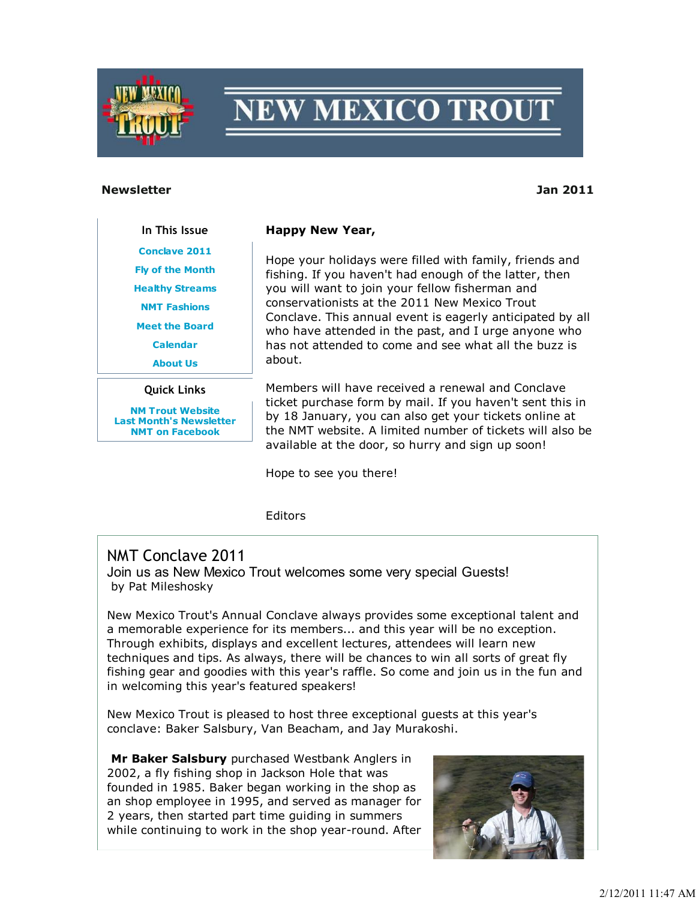# NEW MEXICO TROUT

**Newsletter** **Jan 2011**

**In This Issue**

- Conclave 2011
- Fly of the Month
- Healthy Streams
- NMT Fashions
- Meet the Board
- Calendar
- About Us

**Quick Links**

- NM Trout Website
- Last Month's Newsletter
- NMT on Facebook

**Happy New Year,**

Hope your holidays were filled with family, friends and fishing. If you haven't had enough of the latter, then you will want to join your fellow fisherman and conservationists at the 2011 New Mexico Trout Conclave. This annual event is eagerly anticipated by all who have attended in the past, and I urge anyone who has not attended to come and see what all the buzz is about.

Members will have received a renewal and Conclave ticket purchase form by mail. If you haven't sent this in by 18 January, you can also get your tickets online at the NMT website. A limited number of tickets will also be available at the door, so hurry and sign up soon!

Hope to see you there!

Editors

## NMT Conclave 2011

### Join us as New Mexico Trout welcomes some very special Guests!

by Pat Mileshosky

New Mexico Trout's Annual Conclave always provides some exceptional talent and a memorable experience for its members... and this year will be no exception. Through exhibits, displays and excellent lectures, attendees will learn new techniques and tips. As always, there will be chances to win all sorts of great fly fishing gear and goodies with this year's raffle. So come and join us in the fun and in welcoming this year's featured speakers!

New Mexico Trout is pleased to host three exceptional guests at this year's conclave: Baker Salsbury, Van Beacham, and Jay Murakoshi.

**Mr Baker Salsbury** purchased Westbank Anglers in 2002, a fly fishing shop in Jackson Hole that was founded in 1985. Baker began working in the shop as an shop employee in 1995, and served as manager for 2 years, then started part time guiding in summers while continuing to work in the shop year-round. After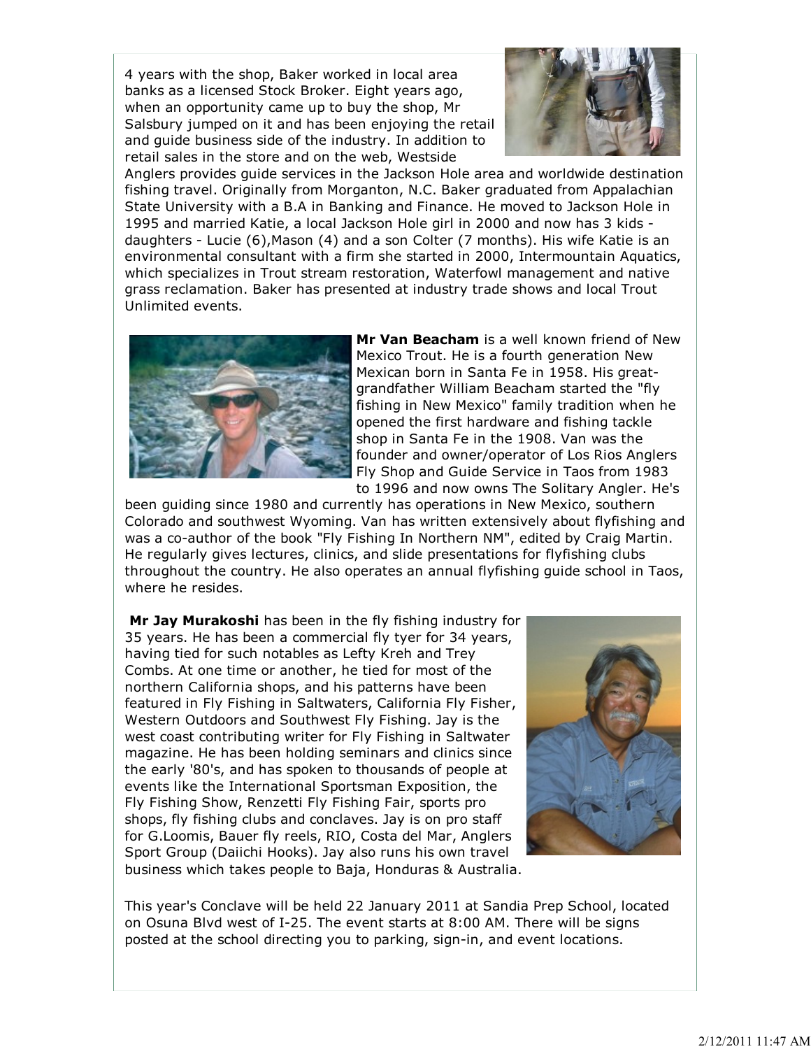4 years with the shop, Baker worked in local area banks as a licensed Stock Broker. Eight years ago, when an opportunity came up to buy the shop, Mr Salsbury jumped on it and has been enjoying the retail and guide business side of the industry. In addition to retail sales in the store and on the web, Westside Anglers provides guide services in the Jackson Hole area and worldwide destination fishing travel. Originally from Morganton, N.C. Baker graduated from Appalachian State University with a B.A in Banking and Finance. He moved to Jackson Hole in 1995 and married Katie, a local Jackson Hole girl in 2000 and now has 3 kids - daughters - Lucie (6),Mason (4) and a son Colter (7 months). His wife Katie is an environmental consultant with a firm she started in 2000, Intermountain Aquatics, which specializes in Trout stream restoration, Waterfowl management and native grass reclamation. Baker has presented at industry trade shows and local Trout Unlimited events.

**Mr Van Beacham** is a well known friend of New Mexico Trout. He is a fourth generation New Mexican born in Santa Fe in 1958. His great-grandfather William Beacham started the "fly fishing in New Mexico" family tradition when he opened the first hardware and fishing tackle shop in Santa Fe in the 1908. Van was the founder and owner/operator of Los Rios Anglers Fly Shop and Guide Service in Taos from 1983 to 1996 and now owns The Solitary Angler. He's been guiding since 1980 and currently has operations in New Mexico, southern Colorado and southwest Wyoming. Van has written extensively about flyfishing and was a co-author of the book "Fly Fishing In Northern NM", edited by Craig Martin. He regularly gives lectures, clinics, and slide presentations for flyfishing clubs throughout the country. He also operates an annual flyfishing guide school in Taos, where he resides.

**Mr Jay Murakoshi** has been in the fly fishing industry for 35 years. He has been a commercial fly tyer for 34 years, having tied for such notables as Lefty Kreh and Trey Combs. At one time or another, he tied for most of the northern California shops, and his patterns have been featured in Fly Fishing in Saltwaters, California Fly Fisher, Western Outdoors and Southwest Fly Fishing. Jay is the west coast contributing writer for Fly Fishing in Saltwater magazine. He has been holding seminars and clinics since the early '80's, and has spoken to thousands of people at events like the International Sportsman Exposition, the Fly Fishing Show, Renzetti Fly Fishing Fair, sports pro shops, fly fishing clubs and conclaves. Jay is on pro staff for G.Loomis, Bauer fly reels, RIO, Costa del Mar, Anglers Sport Group (Daiichi Hooks). Jay also runs his own travel business which takes people to Baja, Honduras & Australia.

This year's Conclave will be held 22 January 2011 at Sandia Prep School, located on Osuna Blvd west of I-25. The event starts at 8:00 AM. There will be signs posted at the school directing you to parking, sign-in, and event locations.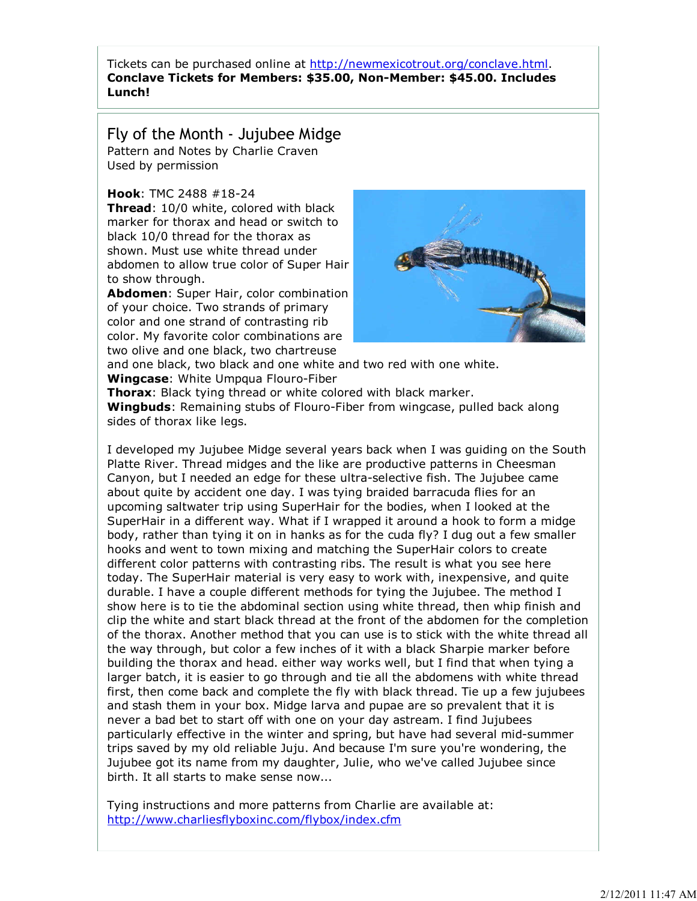Tickets can be purchased online at http://newmexicotrout.org/conclave.html.
**Conclave Tickets for Members: $35.00, Non-Member: $45.00. Includes Lunch!**

## Fly of the Month - Jujubee Midge

Pattern and Notes by Charlie Craven
Used by permission

**Hook**: TMC 2488 #18-24
**Thread**: 10/0 white, colored with black marker for thorax and head or switch to black 10/0 thread for the thorax as shown. Must use white thread under abdomen to allow true color of Super Hair to show through.
**Abdomen**: Super Hair, color combination of your choice. Two strands of primary color and one strand of contrasting rib color. My favorite color combinations are two olive and one black, two chartreuse and one black, two black and one white and two red with one white.
**Wingcase**: White Umpqua Flouro-Fiber
**Thorax**: Black tying thread or white colored with black marker.
**Wingbuds**: Remaining stubs of Flouro-Fiber from wingcase, pulled back along sides of thorax like legs.

I developed my Jujubee Midge several years back when I was guiding on the South Platte River. Thread midges and the like are productive patterns in Cheesman Canyon, but I needed an edge for these ultra-selective fish. The Jujubee came about quite by accident one day. I was tying braided barracuda flies for an upcoming saltwater trip using SuperHair for the bodies, when I looked at the SuperHair in a different way. What if I wrapped it around a hook to form a midge body, rather than tying it on in hanks as for the cuda fly? I dug out a few smaller hooks and went to town mixing and matching the SuperHair colors to create different color patterns with contrasting ribs. The result is what you see here today. The SuperHair material is very easy to work with, inexpensive, and quite durable. I have a couple different methods for tying the Jujubee. The method I show here is to tie the abdominal section using white thread, then whip finish and clip the white and start black thread at the front of the abdomen for the completion of the thorax. Another method that you can use is to stick with the white thread all the way through, but color a few inches of it with a black Sharpie marker before building the thorax and head. either way works well, but I find that when tying a larger batch, it is easier to go through and tie all the abdomens with white thread first, then come back and complete the fly with black thread. Tie up a few jujubees and stash them in your box. Midge larva and pupae are so prevalent that it is never a bad bet to start off with one on your day astream. I find Jujubees particularly effective in the winter and spring, but have had several mid-summer trips saved by my old reliable Juju. And because I'm sure you're wondering, the Jujubee got its name from my daughter, Julie, who we've called Jujubee since birth. It all starts to make sense now...

Tying instructions and more patterns from Charlie are available at:
http://www.charliesflyboxinc.com/flybox/index.cfm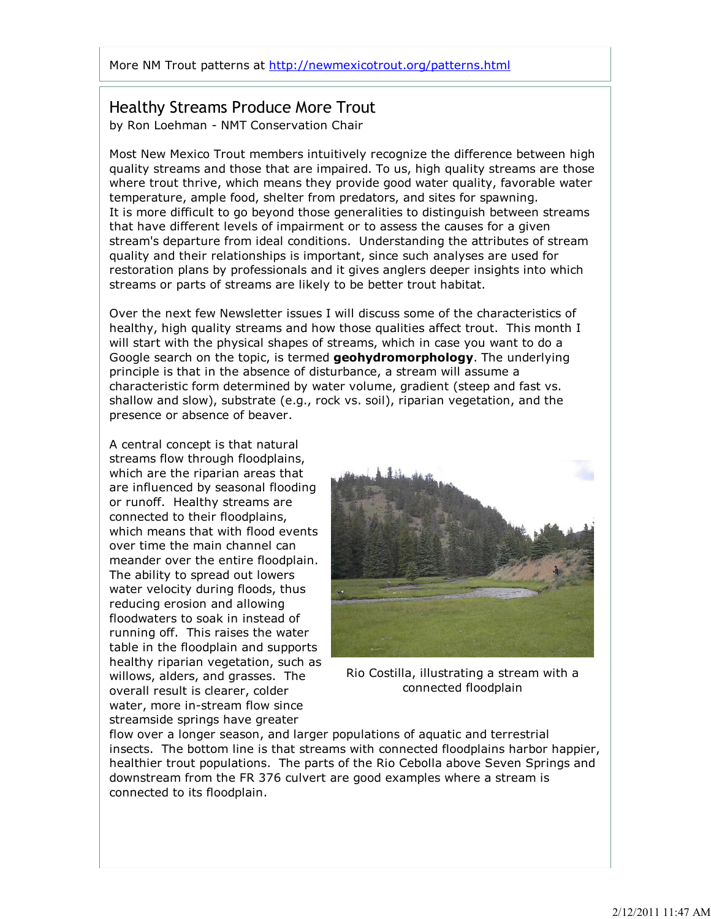More NM Trout patterns at http://newmexicotrout.org/patterns.html

## Healthy Streams Produce More Trout

by Ron Loehman - NMT Conservation Chair

Most New Mexico Trout members intuitively recognize the difference between high quality streams and those that are impaired. To us, high quality streams are those where trout thrive, which means they provide good water quality, favorable water temperature, ample food, shelter from predators, and sites for spawning.
It is more difficult to go beyond those generalities to distinguish between streams that have different levels of impairment or to assess the causes for a given stream's departure from ideal conditions. Understanding the attributes of stream quality and their relationships is important, since such analyses are used for restoration plans by professionals and it gives anglers deeper insights into which streams or parts of streams are likely to be better trout habitat.

Over the next few Newsletter issues I will discuss some of the characteristics of healthy, high quality streams and how those qualities affect trout. This month I will start with the physical shapes of streams, which in case you want to do a Google search on the topic, is termed **geohydromorphology**. The underlying principle is that in the absence of disturbance, a stream will assume a characteristic form determined by water volume, gradient (steep and fast vs. shallow and slow), substrate (e.g., rock vs. soil), riparian vegetation, and the presence or absence of beaver.

A central concept is that natural streams flow through floodplains, which are the riparian areas that are influenced by seasonal flooding or runoff. Healthy streams are connected to their floodplains, which means that with flood events over time the main channel can meander over the entire floodplain. The ability to spread out lowers water velocity during floods, thus reducing erosion and allowing floodwaters to soak in instead of running off. This raises the water table in the floodplain and supports healthy riparian vegetation, such as willows, alders, and grasses. The overall result is clearer, colder water, more in-stream flow since streamside springs have greater flow over a longer season, and larger populations of aquatic and terrestrial insects. The bottom line is that streams with connected floodplains harbor happier, healthier trout populations. The parts of the Rio Cebolla above Seven Springs and downstream from the FR 376 culvert are good examples where a stream is connected to its floodplain.

Rio Costilla, illustrating a stream with a connected floodplain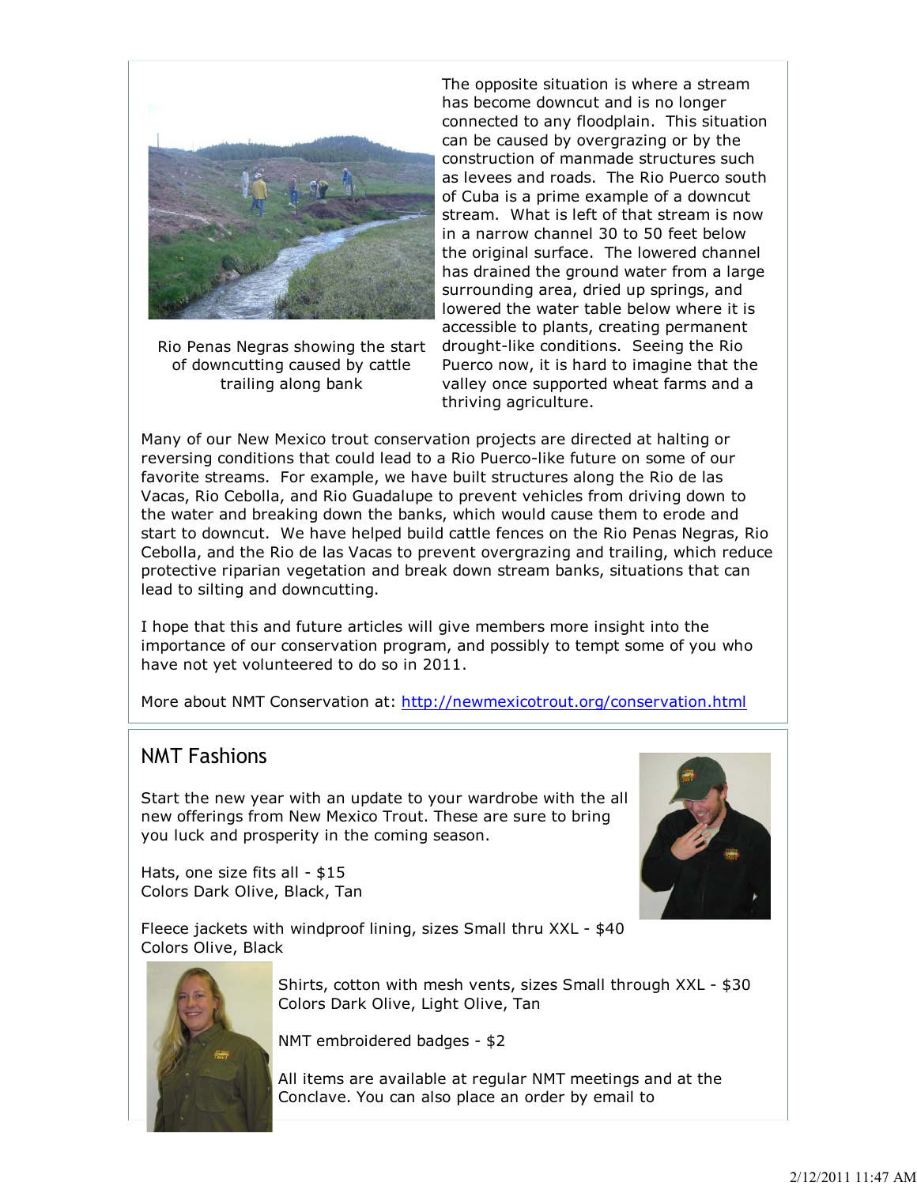Rio Penas Negras showing the start of downcutting caused by cattle trailing along bank

The opposite situation is where a stream has become downcut and is no longer connected to any floodplain. This situation can be caused by overgrazing or by the construction of manmade structures such as levees and roads. The Rio Puerco south of Cuba is a prime example of a downcut stream. What is left of that stream is now in a narrow channel 30 to 50 feet below the original surface. The lowered channel has drained the ground water from a large surrounding area, dried up springs, and lowered the water table below where it is accessible to plants, creating permanent drought-like conditions. Seeing the Rio Puerco now, it is hard to imagine that the valley once supported wheat farms and a thriving agriculture.

Many of our New Mexico trout conservation projects are directed at halting or reversing conditions that could lead to a Rio Puerco-like future on some of our favorite streams. For example, we have built structures along the Rio de las Vacas, Rio Cebolla, and Rio Guadalupe to prevent vehicles from driving down to the water and breaking down the banks, which would cause them to erode and start to downcut. We have helped build cattle fences on the Rio Penas Negras, Rio Cebolla, and the Rio de las Vacas to prevent overgrazing and trailing, which reduce protective riparian vegetation and break down stream banks, situations that can lead to silting and downcutting.

I hope that this and future articles will give members more insight into the importance of our conservation program, and possibly to tempt some of you who have not yet volunteered to do so in 2011.

More about NMT Conservation at: http://newmexicotrout.org/conservation.html

## NMT Fashions

Start the new year with an update to your wardrobe with the all new offerings from New Mexico Trout. These are sure to bring you luck and prosperity in the coming season.

Hats, one size fits all - $15
Colors Dark Olive, Black, Tan

Fleece jackets with windproof lining, sizes Small thru XXL - $40
Colors Olive, Black

Shirts, cotton with mesh vents, sizes Small through XXL - $30
Colors Dark Olive, Light Olive, Tan

NMT embroidered badges - $2

All items are available at regular NMT meetings and at the Conclave. You can also place an order by email to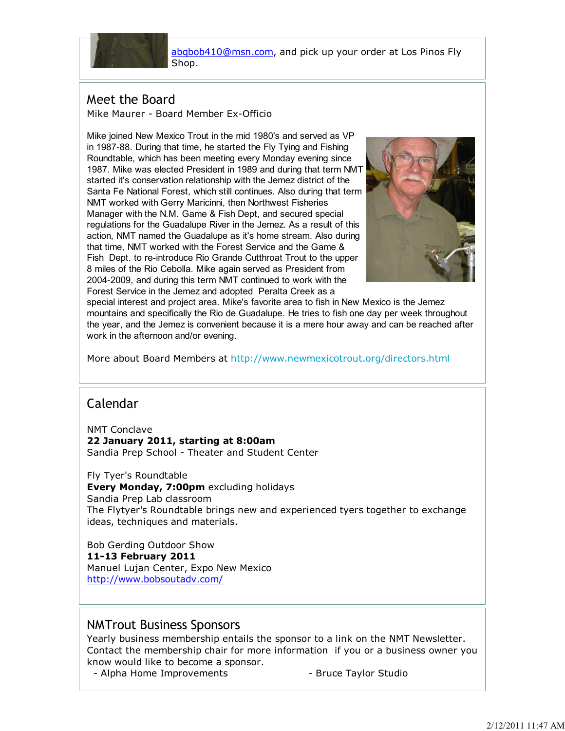abqbob410@msn.com, and pick up your order at Los Pinos Fly Shop.

## Meet the Board

Mike Maurer - Board Member Ex-Officio

Mike joined New Mexico Trout in the mid 1980's and served as VP in 1987-88. During that time, he started the Fly Tying and Fishing Roundtable, which has been meeting every Monday evening since 1987. Mike was elected President in 1989 and during that term NMT started it's conservation relationship with the Jemez district of the Santa Fe National Forest, which still continues. Also during that term NMT worked with Gerry Maricinni, then Northwest Fisheries Manager with the N.M. Game & Fish Dept, and secured special regulations for the Guadalupe River in the Jemez. As a result of this action, NMT named the Guadalupe as it's home stream. Also during that time, NMT worked with the Forest Service and the Game & Fish Dept. to re-introduce Rio Grande Cutthroat Trout to the upper 8 miles of the Rio Cebolla. Mike again served as President from 2004-2009, and during this term NMT continued to work with the Forest Service in the Jemez and adopted Peralta Creek as a special interest and project area. Mike's favorite area to fish in New Mexico is the Jemez mountains and specifically the Rio de Guadalupe. He tries to fish one day per week throughout the year, and the Jemez is convenient because it is a mere hour away and can be reached after work in the afternoon and/or evening.

More about Board Members at http://www.newmexicotrout.org/directors.html

## Calendar

NMT Conclave
**22 January 2011, starting at 8:00am**
Sandia Prep School - Theater and Student Center

Fly Tyer's Roundtable
**Every Monday, 7:00pm** excluding holidays
Sandia Prep Lab classroom
The Flytyer's Roundtable brings new and experienced tyers together to exchange ideas, techniques and materials.

Bob Gerding Outdoor Show
**11-13 February 2011**
Manuel Lujan Center, Expo New Mexico
http://www.bobsoutadv.com/

## NMTrout Business Sponsors

Yearly business membership entails the sponsor to a link on the NMT Newsletter. Contact the membership chair for more information if you or a business owner you know would like to become a sponsor.

- Alpha Home Improvements
- Bruce Taylor Studio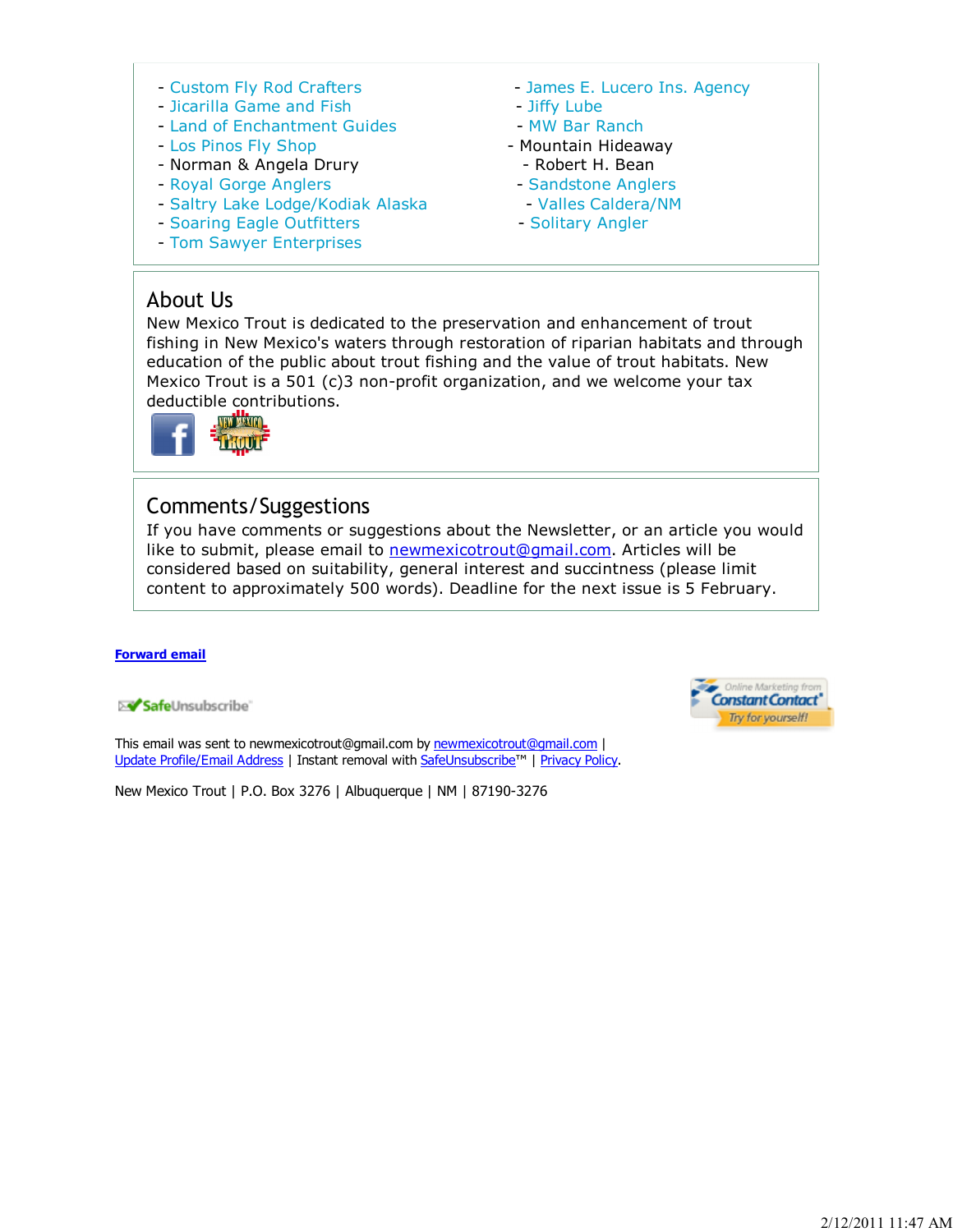- Custom Fly Rod Crafters
- Jicarilla Game and Fish
- Land of Enchantment Guides
- Los Pinos Fly Shop
- Norman & Angela Drury
- Royal Gorge Anglers
- Saltry Lake Lodge/Kodiak Alaska
- Soaring Eagle Outfitters
- Tom Sawyer Enterprises
- James E. Lucero Ins. Agency
- Jiffy Lube
- MW Bar Ranch
- Mountain Hideaway
- Robert H. Bean
- Sandstone Anglers
- Valles Caldera/NM
- Solitary Angler

## About Us

New Mexico Trout is dedicated to the preservation and enhancement of trout fishing in New Mexico's waters through restoration of riparian habitats and through education of the public about trout fishing and the value of trout habitats. New Mexico Trout is a 501 (c)3 non-profit organization, and we welcome your tax deductible contributions.

## Comments/Suggestions

If you have comments or suggestions about the Newsletter, or an article you would like to submit, please email to newmexicotrout@gmail.com. Articles will be considered based on suitability, general interest and succintness (please limit content to approximately 500 words). Deadline for the next issue is 5 February.

**Forward email**

SafeUnsubscribe

Online Marketing from Constant Contact — Try for yourself!

This email was sent to newmexicotrout@gmail.com by newmexicotrout@gmail.com | Update Profile/Email Address | Instant removal with SafeUnsubscribe™ | Privacy Policy.

New Mexico Trout | P.O. Box 3276 | Albuquerque | NM | 87190-3276